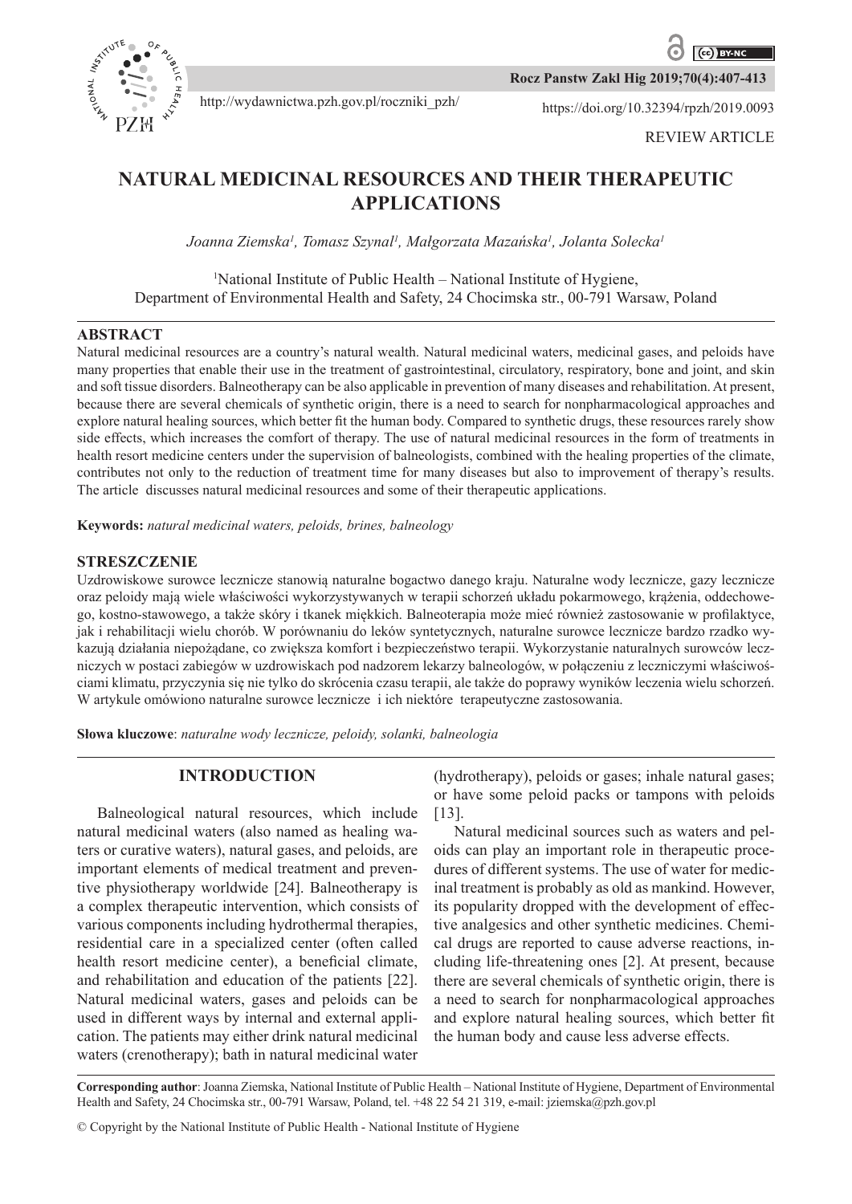REVIEW ARTICLE

# NATURAL MEDICINAL RESOURCES AND THEIR THERAPEUTIC APPLICATIONS

*Joanna Ziemska[1], Tomasz Szynal[1], Małgorzata Mazańska[1], Jolanta Solecka[1]*

[1]National Institute of Public Health – National Institute of Hygiene, Department of Environmental Health and Safety, 24 Chocimska str., 00-791 Warsaw, Poland

## ABSTRACT

Natural medicinal resources are a country's natural wealth. Natural medicinal waters, medicinal gases, and peloids have many properties that enable their use in the treatment of gastrointestinal, circulatory, respiratory, bone and joint, and skin and soft tissue disorders. Balneotherapy can be also applicable in prevention of many diseases and rehabilitation. At present, because there are several chemicals of synthetic origin, there is a need to search for nonpharmacological approaches and explore natural healing sources, which better fit the human body. Compared to synthetic drugs, these resources rarely show side effects, which increases the comfort of therapy. The use of natural medicinal resources in the form of treatments in health resort medicine centers under the supervision of balneologists, combined with the healing properties of the climate, contributes not only to the reduction of treatment time for many diseases but also to improvement of therapy's results. The article discusses natural medicinal resources and some of their therapeutic applications.

**Keywords:** *natural medicinal waters, peloids, brines, balneology*

## STRESZCZENIE

Uzdrowiskowe surowce lecznicze stanowią naturalne bogactwo danego kraju. Naturalne wody lecznicze, gazy lecznicze oraz peloidy mają wiele właściwości wykorzystywanych w terapii schorzeń układu pokarmowego, krążenia, oddechowego, kostno-stawowego, a także skóry i tkanek miękkich. Balneoterapia może mieć również zastosowanie w profilaktyce, jak i rehabilitacji wielu chorób. W porównaniu do leków syntetycznych, naturalne surowce lecznicze bardzo rzadko wykazują działania niepożądane, co zwiększa komfort i bezpieczeństwo terapii. Wykorzystanie naturalnych surowców leczniczych w postaci zabiegów w uzdrowiskach pod nadzorem lekarzy balneologów, w połączeniu z leczniczymi właściwościami klimatu, przyczynia się nie tylko do skrócenia czasu terapii, ale także do poprawy wyników leczenia wielu schorzeń. W artykule omówiono naturalne surowce lecznicze i ich niektóre terapeutyczne zastosowania.

**Słowa kluczowe**: *naturalne wody lecznicze, peloidy, solanki, balneologia*

## INTRODUCTION

Balneological natural resources, which include natural medicinal waters (also named as healing waters or curative waters), natural gases, and peloids, are important elements of medical treatment and preventive physiotherapy worldwide [24]. Balneotherapy is a complex therapeutic intervention, which consists of various components including hydrothermal therapies, residential care in a specialized center (often called health resort medicine center), a beneficial climate, and rehabilitation and education of the patients [22]. Natural medicinal waters, gases and peloids can be used in different ways by internal and external application. The patients may either drink natural medicinal waters (crenotherapy); bath in natural medicinal water (hydrotherapy), peloids or gases; inhale natural gases; or have some peloid packs or tampons with peloids [13].

Natural medicinal sources such as waters and peloids can play an important role in therapeutic procedures of different systems. The use of water for medicinal treatment is probably as old as mankind. However, its popularity dropped with the development of effective analgesics and other synthetic medicines. Chemical drugs are reported to cause adverse reactions, including life-threatening ones [2]. At present, because there are several chemicals of synthetic origin, there is a need to search for nonpharmacological approaches and explore natural healing sources, which better fit the human body and cause less adverse effects.

**Corresponding author**: Joanna Ziemska, National Institute of Public Health – National Institute of Hygiene, Department of Environmental Health and Safety, 24 Chocimska str., 00-791 Warsaw, Poland, tel. +48 22 54 21 319, e-mail: jziemska@pzh.gov.pl

© Copyright by the National Institute of Public Health - National Institute of Hygiene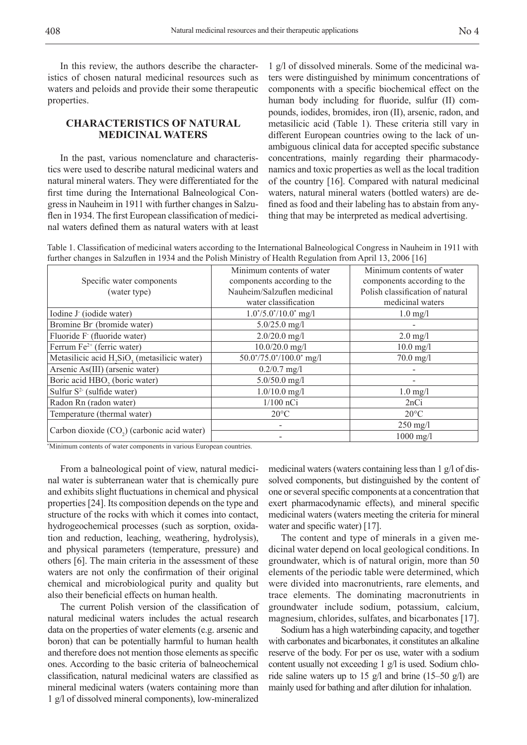In this review, the authors describe the characteristics of chosen natural medicinal resources such as waters and peloids and provide their some therapeutic properties.

## CHARACTERISTICS OF NATURAL MEDICINAL WATERS

In the past, various nomenclature and characteristics were used to describe natural medicinal waters and natural mineral waters. They were differentiated for the first time during the International Balneological Congress in Nauheim in 1911 with further changes in Salzuflen in 1934. The first European classification of medicinal waters defined them as natural waters with at least 1 g/l of dissolved minerals. Some of the medicinal waters were distinguished by minimum concentrations of components with a specific biochemical effect on the human body including for fluoride, sulfur (II) compounds, iodides, bromides, iron (II), arsenic, radon, and metasilicic acid (Table 1). These criteria still vary in different European countries owing to the lack of unambiguous clinical data for accepted specific substance concentrations, mainly regarding their pharmacodynamics and toxic properties as well as the local tradition of the country [16]. Compared with natural medicinal waters, natural mineral waters (bottled waters) are defined as food and their labeling has to abstain from anything that may be interpreted as medical advertising.

Table 1. Classification of medicinal waters according to the International Balneological Congress in Nauheim in 1911 with further changes in Salzuflen in 1934 and the Polish Ministry of Health Regulation from April 13, 2006 [16]

| Specific water components (water type) | Minimum contents of water components according to the Nauheim/Salzuflen medicinal water classification | Minimum contents of water components according to the Polish classification of natural medicinal waters |
|---|---|---|
| Iodine $J^-$ (iodide water) | 1.0*/5.0*/10.0* mg/l | 1.0 mg/l |
| Bromine $Br^-$ (bromide water) | 5.0/25.0 mg/l | - |
| Fluoride $F^-$ (fluoride water) | 2.0/20.0 mg/l | 2.0 mg/l |
| Ferrum $Fe^{2+}$ (ferric water) | 10.0/20.0 mg/l | 10.0 mg/l |
| Metasilicic acid $H_2SiO_3$ (metasilicic water) | 50.0*/75.0*/100.0* mg/l | 70.0 mg/l |
| Arsenic As(III) (arsenic water) | 0.2/0.7 mg/l | - |
| Boric acid $HBO_2$ (boric water) | 5.0/50.0 mg/l | - |
| Sulfur $S^{2-}$ (sulfide water) | 1.0/10.0 mg/l | 1.0 mg/l |
| Radon Rn (radon water) | 1/100 nCi | 2nCi |
| Temperature (thermal water) | 20°C | 20°C |
| Carbon dioxide ($CO_2$) (carbonic acid water) | - | 250 mg/l |
| | - | 1000 mg/l |

*Minimum contents of water components in various European countries.

From a balneological point of view, natural medicinal water is subterranean water that is chemically pure and exhibits slight fluctuations in chemical and physical properties [24]. Its composition depends on the type and structure of the rocks with which it comes into contact, hydrogeochemical processes (such as sorption, oxidation and reduction, leaching, weathering, hydrolysis), and physical parameters (temperature, pressure) and others [6]. The main criteria in the assessment of these waters are not only the confirmation of their original chemical and microbiological purity and quality but also their beneficial effects on human health.

The current Polish version of the classification of natural medicinal waters includes the actual research data on the properties of water elements (e.g. arsenic and boron) that can be potentially harmful to human health and therefore does not mention those elements as specific ones. According to the basic criteria of balneochemical classification, natural medicinal waters are classified as mineral medicinal waters (waters containing more than 1 g/l of dissolved mineral components), low-mineralized medicinal waters (waters containing less than 1 g/l of dissolved components, but distinguished by the content of one or several specific components at a concentration that exert pharmacodynamic effects), and mineral specific medicinal waters (waters meeting the criteria for mineral water and specific water) [17].

The content and type of minerals in a given medicinal water depend on local geological conditions. In groundwater, which is of natural origin, more than 50 elements of the periodic table were determined, which were divided into macronutrients, rare elements, and trace elements. The dominating macronutrients in groundwater include sodium, potassium, calcium, magnesium, chlorides, sulfates, and bicarbonates [17].

Sodium has a high waterbinding capacity, and together with carbonates and bicarbonates, it constitutes an alkaline reserve of the body. For per os use, water with a sodium content usually not exceeding 1 g/l is used. Sodium chloride saline waters up to 15 g/l and brine (15–50 g/l) are mainly used for bathing and after dilution for inhalation.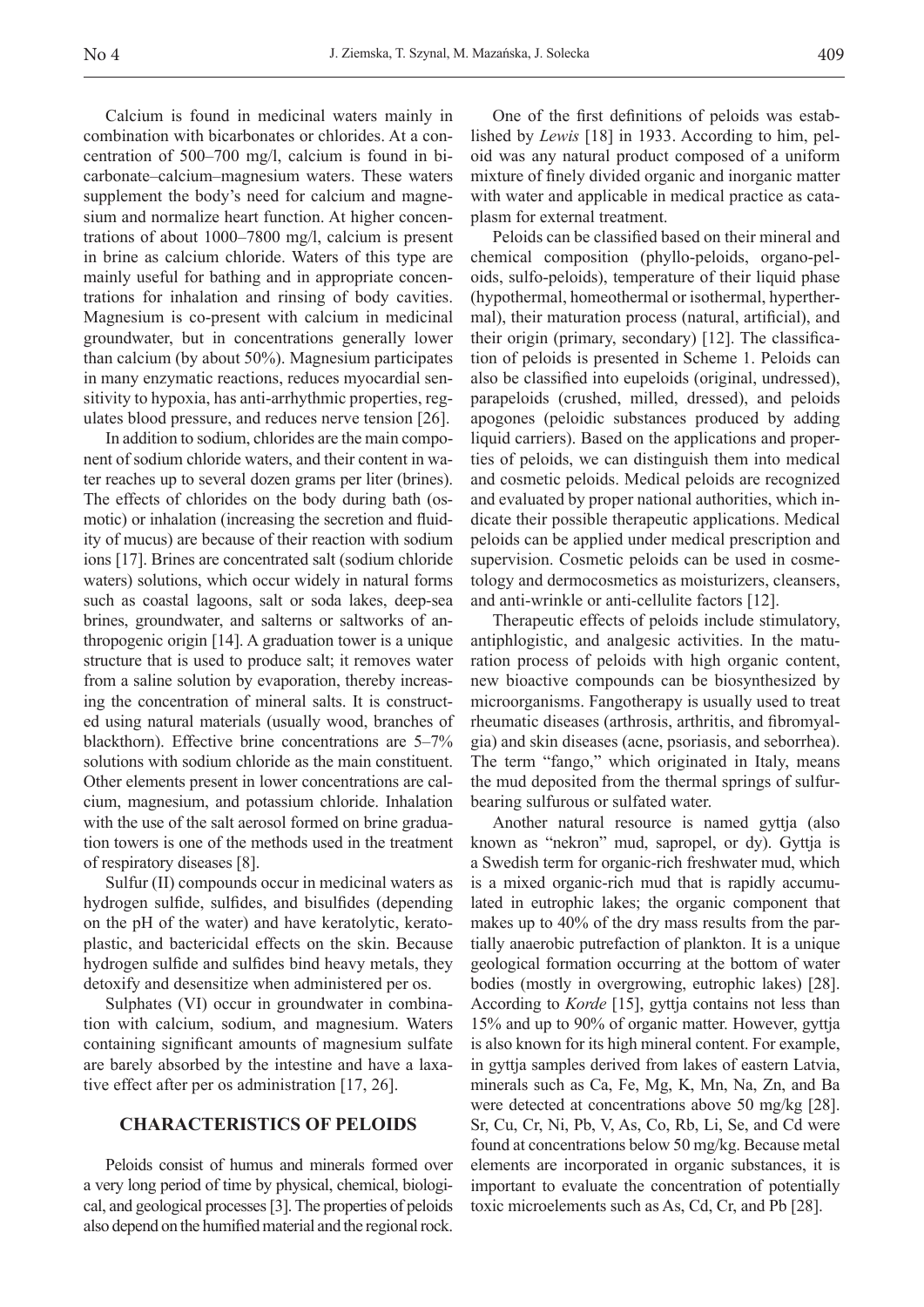Calcium is found in medicinal waters mainly in combination with bicarbonates or chlorides. At a concentration of 500–700 mg/l, calcium is found in bicarbonate–calcium–magnesium waters. These waters supplement the body's need for calcium and magnesium and normalize heart function. At higher concentrations of about 1000–7800 mg/l, calcium is present in brine as calcium chloride. Waters of this type are mainly useful for bathing and in appropriate concentrations for inhalation and rinsing of body cavities. Magnesium is co-present with calcium in medicinal groundwater, but in concentrations generally lower than calcium (by about 50%). Magnesium participates in many enzymatic reactions, reduces myocardial sensitivity to hypoxia, has anti-arrhythmic properties, regulates blood pressure, and reduces nerve tension [26].

In addition to sodium, chlorides are the main component of sodium chloride waters, and their content in water reaches up to several dozen grams per liter (brines). The effects of chlorides on the body during bath (osmotic) or inhalation (increasing the secretion and fluidity of mucus) are because of their reaction with sodium ions [17]. Brines are concentrated salt (sodium chloride waters) solutions, which occur widely in natural forms such as coastal lagoons, salt or soda lakes, deep-sea brines, groundwater, and salterns or saltworks of anthropogenic origin [14]. A graduation tower is a unique structure that is used to produce salt; it removes water from a saline solution by evaporation, thereby increasing the concentration of mineral salts. It is constructed using natural materials (usually wood, branches of blackthorn). Effective brine concentrations are 5–7% solutions with sodium chloride as the main constituent. Other elements present in lower concentrations are calcium, magnesium, and potassium chloride. Inhalation with the use of the salt aerosol formed on brine graduation towers is one of the methods used in the treatment of respiratory diseases [8].

Sulfur (II) compounds occur in medicinal waters as hydrogen sulfide, sulfides, and bisulfides (depending on the pH of the water) and have keratolytic, keratoplastic, and bactericidal effects on the skin. Because hydrogen sulfide and sulfides bind heavy metals, they detoxify and desensitize when administered per os.

Sulphates (VI) occur in groundwater in combination with calcium, sodium, and magnesium. Waters containing significant amounts of magnesium sulfate are barely absorbed by the intestine and have a laxative effect after per os administration [17, 26].

## CHARACTERISTICS OF PELOIDS

Peloids consist of humus and minerals formed over a very long period of time by physical, chemical, biological, and geological processes [3]. The properties of peloids also depend on the humified material and the regional rock.

One of the first definitions of peloids was established by *Lewis* [18] in 1933. According to him, peloid was any natural product composed of a uniform mixture of finely divided organic and inorganic matter with water and applicable in medical practice as cataplasm for external treatment.

Peloids can be classified based on their mineral and chemical composition (phyllo-peloids, organo-peloids, sulfo-peloids), temperature of their liquid phase (hypothermal, homeothermal or isothermal, hyperthermal), their maturation process (natural, artificial), and their origin (primary, secondary) [12]. The classification of peloids is presented in Scheme 1. Peloids can also be classified into eupeloids (original, undressed), parapeloids (crushed, milled, dressed), and peloids apogones (peloidic substances produced by adding liquid carriers). Based on the applications and properties of peloids, we can distinguish them into medical and cosmetic peloids. Medical peloids are recognized and evaluated by proper national authorities, which indicate their possible therapeutic applications. Medical peloids can be applied under medical prescription and supervision. Cosmetic peloids can be used in cosmetology and dermocosmetics as moisturizers, cleansers, and anti-wrinkle or anti-cellulite factors [12].

Therapeutic effects of peloids include stimulatory, antiphlogistic, and analgesic activities. In the maturation process of peloids with high organic content, new bioactive compounds can be biosynthesized by microorganisms. Fangotherapy is usually used to treat rheumatic diseases (arthrosis, arthritis, and fibromyalgia) and skin diseases (acne, psoriasis, and seborrhea). The term "fango," which originated in Italy, means the mud deposited from the thermal springs of sulfur-bearing sulfurous or sulfated water.

Another natural resource is named gyttja (also known as "nekron" mud, sapropel, or dy). Gyttja is a Swedish term for organic-rich freshwater mud, which is a mixed organic-rich mud that is rapidly accumulated in eutrophic lakes; the organic component that makes up to 40% of the dry mass results from the partially anaerobic putrefaction of plankton. It is a unique geological formation occurring at the bottom of water bodies (mostly in overgrowing, eutrophic lakes) [28]. According to *Korde* [15], gyttja contains not less than 15% and up to 90% of organic matter. However, gyttja is also known for its high mineral content. For example, in gyttja samples derived from lakes of eastern Latvia, minerals such as Ca, Fe, Mg, K, Mn, Na, Zn, and Ba were detected at concentrations above 50 mg/kg [28]. Sr, Cu, Cr, Ni, Pb, V, As, Co, Rb, Li, Se, and Cd were found at concentrations below 50 mg/kg. Because metal elements are incorporated in organic substances, it is important to evaluate the concentration of potentially toxic microelements such as As, Cd, Cr, and Pb [28].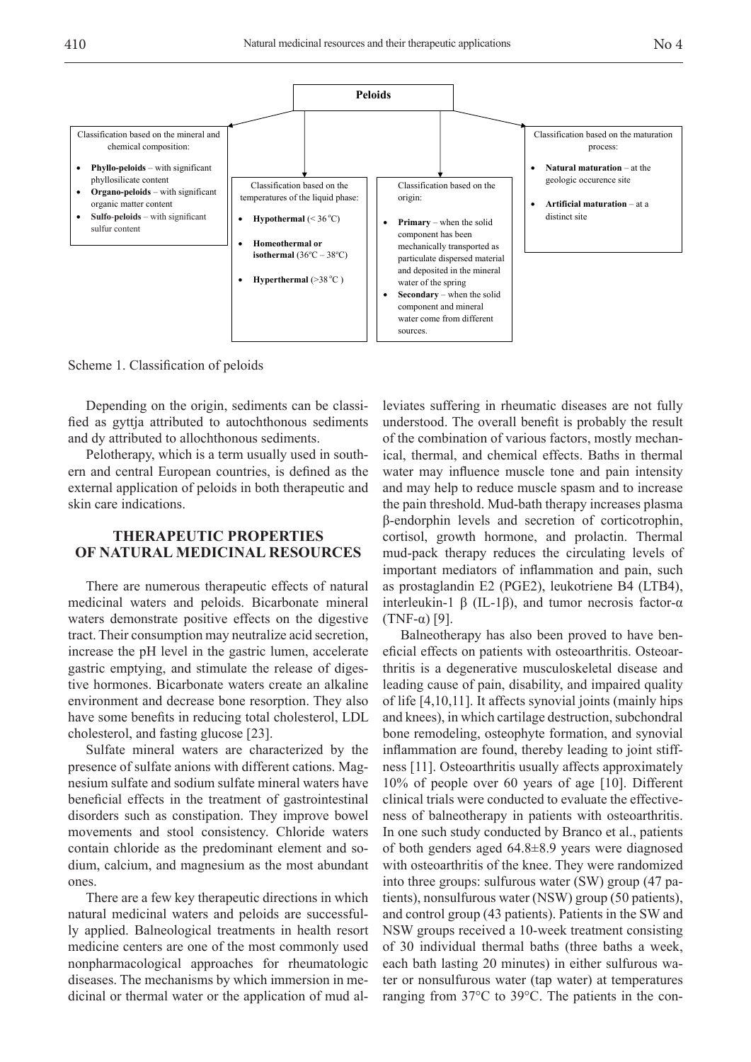**Peloids**

Classification based on the mineral and chemical composition:

- **Phyllo-peloids** – with significant phyllosilicate content
- **Organo-peloids** – with significant organic matter content
- **Sulfo-peloids** – with significant sulfur content

Classification based on the temperatures of the liquid phase:

- **Hypothermal** (< 36 °C)
- **Homeothermal or isothermal** (36ºC – 38ºC)
- **Hyperthermal** (>38 °C )

Classification based on the origin:

- **Primary** – when the solid component has been mechanically transported as particulate dispersed material and deposited in the mineral water of the spring
- **Secondary** – when the solid component and mineral water come from different sources.

Classification based on the maturation process:

- **Natural maturation** – at the geologic occurence site
- **Artificial maturation** – at a distinct site

Scheme 1. Classification of peloids

Depending on the origin, sediments can be classified as gyttja attributed to autochthonous sediments and dy attributed to allochthonous sediments.

Pelotherapy, which is a term usually used in southern and central European countries, is defined as the external application of peloids in both therapeutic and skin care indications.

## THERAPEUTIC PROPERTIES OF NATURAL MEDICINAL RESOURCES

There are numerous therapeutic effects of natural medicinal waters and peloids. Bicarbonate mineral waters demonstrate positive effects on the digestive tract. Their consumption may neutralize acid secretion, increase the pH level in the gastric lumen, accelerate gastric emptying, and stimulate the release of digestive hormones. Bicarbonate waters create an alkaline environment and decrease bone resorption. They also have some benefits in reducing total cholesterol, LDL cholesterol, and fasting glucose [23].

Sulfate mineral waters are characterized by the presence of sulfate anions with different cations. Magnesium sulfate and sodium sulfate mineral waters have beneficial effects in the treatment of gastrointestinal disorders such as constipation. They improve bowel movements and stool consistency. Chloride waters contain chloride as the predominant element and sodium, calcium, and magnesium as the most abundant ones.

There are a few key therapeutic directions in which natural medicinal waters and peloids are successfully applied. Balneological treatments in health resort medicine centers are one of the most commonly used nonpharmacological approaches for rheumatologic diseases. The mechanisms by which immersion in medicinal or thermal water or the application of mud alleviates suffering in rheumatic diseases are not fully understood. The overall benefit is probably the result of the combination of various factors, mostly mechanical, thermal, and chemical effects. Baths in thermal water may influence muscle tone and pain intensity and may help to reduce muscle spasm and to increase the pain threshold. Mud-bath therapy increases plasma β-endorphin levels and secretion of corticotrophin, cortisol, growth hormone, and prolactin. Thermal mud-pack therapy reduces the circulating levels of important mediators of inflammation and pain, such as prostaglandin E2 (PGE2), leukotriene B4 (LTB4), interleukin-1 β (IL-1β), and tumor necrosis factor-α (TNF-α) [9].

Balneotherapy has also been proved to have beneficial effects on patients with osteoarthritis. Osteoarthritis is a degenerative musculoskeletal disease and leading cause of pain, disability, and impaired quality of life [4,10,11]. It affects synovial joints (mainly hips and knees), in which cartilage destruction, subchondral bone remodeling, osteophyte formation, and synovial inflammation are found, thereby leading to joint stiffness [11]. Osteoarthritis usually affects approximately 10% of people over 60 years of age [10]. Different clinical trials were conducted to evaluate the effectiveness of balneotherapy in patients with osteoarthritis. In one such study conducted by Branco et al., patients of both genders aged 64.8±8.9 years were diagnosed with osteoarthritis of the knee. They were randomized into three groups: sulfurous water (SW) group (47 patients), nonsulfurous water (NSW) group (50 patients), and control group (43 patients). Patients in the SW and NSW groups received a 10-week treatment consisting of 30 individual thermal baths (three baths a week, each bath lasting 20 minutes) in either sulfurous water or nonsulfurous water (tap water) at temperatures ranging from 37°C to 39°C. The patients in the con-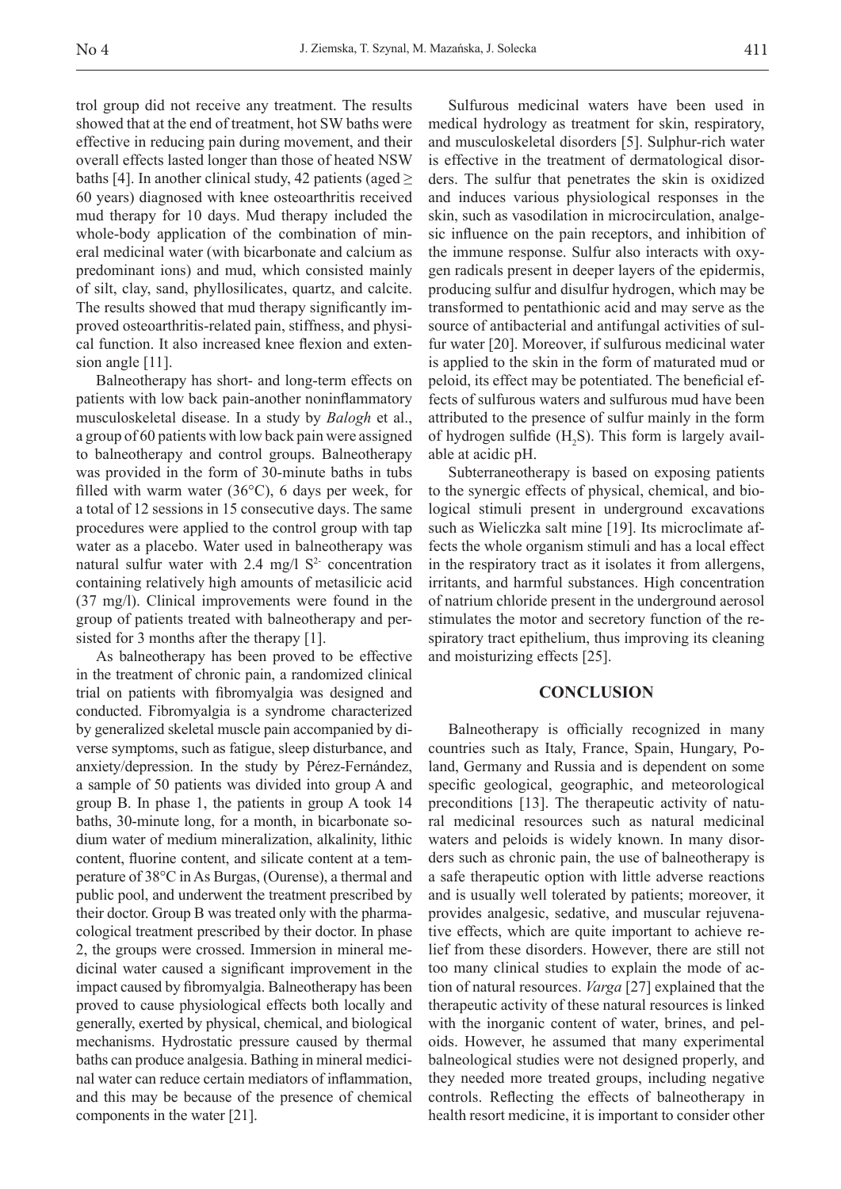trol group did not receive any treatment. The results showed that at the end of treatment, hot SW baths were effective in reducing pain during movement, and their overall effects lasted longer than those of heated NSW baths [4]. In another clinical study, 42 patients (aged ≥ 60 years) diagnosed with knee osteoarthritis received mud therapy for 10 days. Mud therapy included the whole-body application of the combination of mineral medicinal water (with bicarbonate and calcium as predominant ions) and mud, which consisted mainly of silt, clay, sand, phyllosilicates, quartz, and calcite. The results showed that mud therapy significantly improved osteoarthritis-related pain, stiffness, and physical function. It also increased knee flexion and extension angle [11].

Balneotherapy has short- and long-term effects on patients with low back pain-another noninflammatory musculoskeletal disease. In a study by *Balogh* et al., a group of 60 patients with low back pain were assigned to balneotherapy and control groups. Balneotherapy was provided in the form of 30-minute baths in tubs filled with warm water (36°C), 6 days per week, for a total of 12 sessions in 15 consecutive days. The same procedures were applied to the control group with tap water as a placebo. Water used in balneotherapy was natural sulfur water with 2.4 mg/l $S^{2-}$ concentration containing relatively high amounts of metasilicic acid (37 mg/l). Clinical improvements were found in the group of patients treated with balneotherapy and persisted for 3 months after the therapy [1].

As balneotherapy has been proved to be effective in the treatment of chronic pain, a randomized clinical trial on patients with fibromyalgia was designed and conducted. Fibromyalgia is a syndrome characterized by generalized skeletal muscle pain accompanied by diverse symptoms, such as fatigue, sleep disturbance, and anxiety/depression. In the study by Pérez-Fernández, a sample of 50 patients was divided into group A and group B. In phase 1, the patients in group A took 14 baths, 30-minute long, for a month, in bicarbonate sodium water of medium mineralization, alkalinity, lithic content, fluorine content, and silicate content at a temperature of 38°C in As Burgas, (Ourense), a thermal and public pool, and underwent the treatment prescribed by their doctor. Group B was treated only with the pharmacological treatment prescribed by their doctor. In phase 2, the groups were crossed. Immersion in mineral medicinal water caused a significant improvement in the impact caused by fibromyalgia. Balneotherapy has been proved to cause physiological effects both locally and generally, exerted by physical, chemical, and biological mechanisms. Hydrostatic pressure caused by thermal baths can produce analgesia. Bathing in mineral medicinal water can reduce certain mediators of inflammation, and this may be because of the presence of chemical components in the water [21].

Sulfurous medicinal waters have been used in medical hydrology as treatment for skin, respiratory, and musculoskeletal disorders [5]. Sulphur-rich water is effective in the treatment of dermatological disorders. The sulfur that penetrates the skin is oxidized and induces various physiological responses in the skin, such as vasodilation in microcirculation, analgesic influence on the pain receptors, and inhibition of the immune response. Sulfur also interacts with oxygen radicals present in deeper layers of the epidermis, producing sulfur and disulfur hydrogen, which may be transformed to pentathionic acid and may serve as the source of antibacterial and antifungal activities of sulfur water [20]. Moreover, if sulfurous medicinal water is applied to the skin in the form of maturated mud or peloid, its effect may be potentiated. The beneficial effects of sulfurous waters and sulfurous mud have been attributed to the presence of sulfur mainly in the form of hydrogen sulfide ($H_2S$). This form is largely available at acidic pH.

Subterraneotherapy is based on exposing patients to the synergic effects of physical, chemical, and biological stimuli present in underground excavations such as Wieliczka salt mine [19]. Its microclimate affects the whole organism stimuli and has a local effect in the respiratory tract as it isolates it from allergens, irritants, and harmful substances. High concentration of natrium chloride present in the underground aerosol stimulates the motor and secretory function of the respiratory tract epithelium, thus improving its cleaning and moisturizing effects [25].

## CONCLUSION

Balneotherapy is officially recognized in many countries such as Italy, France, Spain, Hungary, Poland, Germany and Russia and is dependent on some specific geological, geographic, and meteorological preconditions [13]. The therapeutic activity of natural medicinal resources such as natural medicinal waters and peloids is widely known. In many disorders such as chronic pain, the use of balneotherapy is a safe therapeutic option with little adverse reactions and is usually well tolerated by patients; moreover, it provides analgesic, sedative, and muscular rejuvenative effects, which are quite important to achieve relief from these disorders. However, there are still not too many clinical studies to explain the mode of action of natural resources. *Varga* [27] explained that the therapeutic activity of these natural resources is linked with the inorganic content of water, brines, and peloids. However, he assumed that many experimental balneological studies were not designed properly, and they needed more treated groups, including negative controls. Reflecting the effects of balneotherapy in health resort medicine, it is important to consider other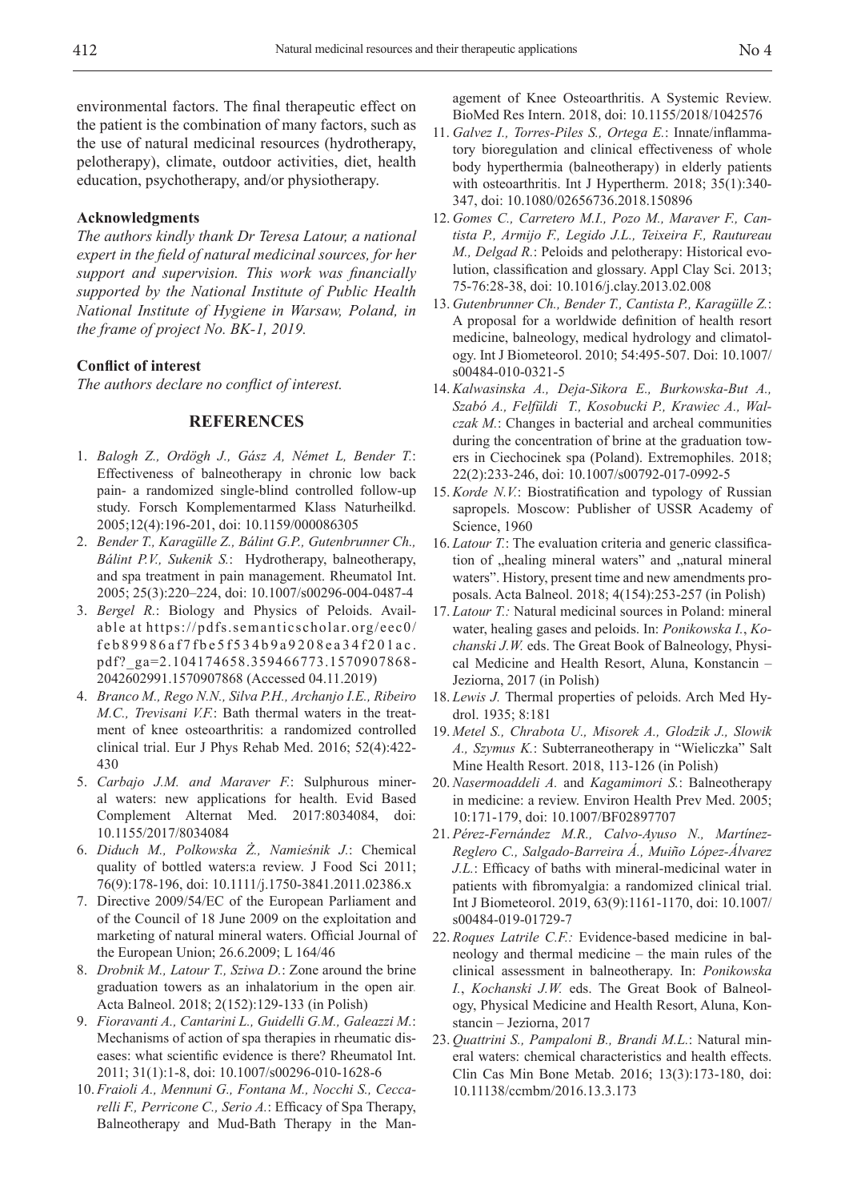environmental factors. The final therapeutic effect on the patient is the combination of many factors, such as the use of natural medicinal resources (hydrotherapy, pelotherapy), climate, outdoor activities, diet, health education, psychotherapy, and/or physiotherapy.

**Acknowledgments**

*The authors kindly thank Dr Teresa Latour, a national expert in the field of natural medicinal sources, for her support and supervision. This work was financially supported by the National Institute of Public Health National Institute of Hygiene in Warsaw, Poland, in the frame of project No. BK-1, 2019.*

**Conflict of interest**

*The authors declare no conflict of interest.*

## REFERENCES

1. *Balogh Z., Ordögh J., Gász A, Német L, Bender T.*: Effectiveness of balneotherapy in chronic low back pain- a randomized single-blind controlled follow-up study. Forsch Komplementarmed Klass Naturheilkd. 2005;12(4):196-201, doi: 10.1159/000086305
2. *Bender T., Karagülle Z., Bálint G.P., Gutenbrunner Ch., Bálint P.V., Sukenik S.*: Hydrotherapy, balneotherapy, and spa treatment in pain management. Rheumatol Int. 2005; 25(3):220–224, doi: 10.1007/s00296-004-0487-4
3. *Bergel R.*: Biology and Physics of Peloids. Available at https://pdfs.semanticscholar.org/eec0/feb89986af7fbe5f534b9a9208ea34f201ac.pdf?_ga=2.104174658.359466773.1570907868-2042602991.1570907868 (Accessed 04.11.2019)
4. *Branco M., Rego N.N., Silva P.H., Archanjo I.E., Ribeiro M.C., Trevisani V.F.*: Bath thermal waters in the treatment of knee osteoarthritis: a randomized controlled clinical trial. Eur J Phys Rehab Med. 2016; 52(4):422-430
5. *Carbajo J.M. and Maraver F.*: Sulphurous mineral waters: new applications for health. Evid Based Complement Alternat Med. 2017:8034084, doi: 10.1155/2017/8034084
6. *Diduch M., Polkowska Ż., Namieśnik J.*: Chemical quality of bottled waters:a review. J Food Sci 2011; 76(9):178-196, doi: 10.1111/j.1750-3841.2011.02386.x
7. Directive 2009/54/EC of the European Parliament and of the Council of 18 June 2009 on the exploitation and marketing of natural mineral waters. Official Journal of the European Union; 26.6.2009; L 164/46
8. *Drobnik M., Latour T., Sziwa D.*: Zone around the brine graduation towers as an inhalatorium in the open air. Acta Balneol. 2018; 2(152):129-133 (in Polish)
9. *Fioravanti A., Cantarini L., Guidelli G.M., Galeazzi M.*: Mechanisms of action of spa therapies in rheumatic diseases: what scientific evidence is there? Rheumatol Int. 2011; 31(1):1-8, doi: 10.1007/s00296-010-1628-6
10. *Fraioli A., Mennuni G., Fontana M., Nocchi S., Ceccarelli F., Perricone C., Serio A.*: Efficacy of Spa Therapy, Balneotherapy and Mud-Bath Therapy in the Management of Knee Osteoarthritis. A Systemic Review. BioMed Res Intern. 2018, doi: 10.1155/2018/1042576
11. *Galvez I., Torres-Piles S., Ortega E.*: Innate/inflammatory bioregulation and clinical effectiveness of whole body hyperthermia (balneotherapy) in elderly patients with osteoarthritis. Int J Hypertherm. 2018; 35(1):340-347, doi: 10.1080/02656736.2018.150896
12. *Gomes C., Carretero M.I., Pozo M., Maraver F., Cantista P., Armijo F., Legido J.L., Teixeira F., Rautureau M., Delgad R.*: Peloids and pelotherapy: Historical evolution, classification and glossary. Appl Clay Sci. 2013; 75-76:28-38, doi: 10.1016/j.clay.2013.02.008
13. *Gutenbrunner Ch., Bender T., Cantista P., Karagülle Z.*: A proposal for a worldwide definition of health resort medicine, balneology, medical hydrology and climatology. Int J Biometeorol. 2010; 54:495-507. Doi: 10.1007/s00484-010-0321-5
14. *Kalwasinska A., Deja-Sikora E., Burkowska-But A., Szabó A., Felföldi T., Kosobucki P., Krawiec A., Walczak M.*: Changes in bacterial and archeal communities during the concentration of brine at the graduation towers in Ciechocinek spa (Poland). Extremophiles. 2018; 22(2):233-246, doi: 10.1007/s00792-017-0992-5
15. *Korde N.V.*: Biostratification and typology of Russian sapropels. Moscow: Publisher of USSR Academy of Science, 1960
16. *Latour T.*: The evaluation criteria and generic classification of „healing mineral waters" and „natural mineral waters". History, present time and new amendments proposals. Acta Balneol. 2018; 4(154):253-257 (in Polish)
17. *Latour T.:* Natural medicinal sources in Poland: mineral water, healing gases and peloids. In: *Ponikowska I.*, *Kochanski J.W.* eds. The Great Book of Balneology, Physical Medicine and Health Resort, Aluna, Konstancin – Jeziorna, 2017 (in Polish)
18. *Lewis J.* Thermal properties of peloids. Arch Med Hydrol. 1935; 8:181
19. *Metel S., Chrabota U., Misorek A., Glodzik J., Slowik A., Szymus K.*: Subterraneotherapy in "Wieliczka" Salt Mine Health Resort. 2018, 113-126 (in Polish)
20. *Nasermoaddeli A.* and *Kagamimori S.*: Balneotherapy in medicine: a review. Environ Health Prev Med. 2005; 10:171-179, doi: 10.1007/BF02897707
21. *Pérez-Fernández M.R., Calvo-Ayuso N., Martínez-Reglero C., Salgado-Barreira Á., Muiño López-Álvarez J.L.*: Efficacy of baths with mineral-medicinal water in patients with fibromyalgia: a randomized clinical trial. Int J Biometeorol. 2019, 63(9):1161-1170, doi: 10.1007/s00484-019-01729-7
22. *Roques Latrile C.F.:* Evidence-based medicine in balneology and thermal medicine – the main rules of the clinical assessment in balneotherapy. In: *Ponikowska I.*, *Kochanski J.W.* eds. The Great Book of Balneology, Physical Medicine and Health Resort, Aluna, Konstancin – Jeziorna, 2017
23. *Quattrini S., Pampaloni B., Brandi M.L.*: Natural mineral waters: chemical characteristics and health effects. Clin Cas Min Bone Metab. 2016; 13(3):173-180, doi: 10.11138/ccmbm/2016.13.3.173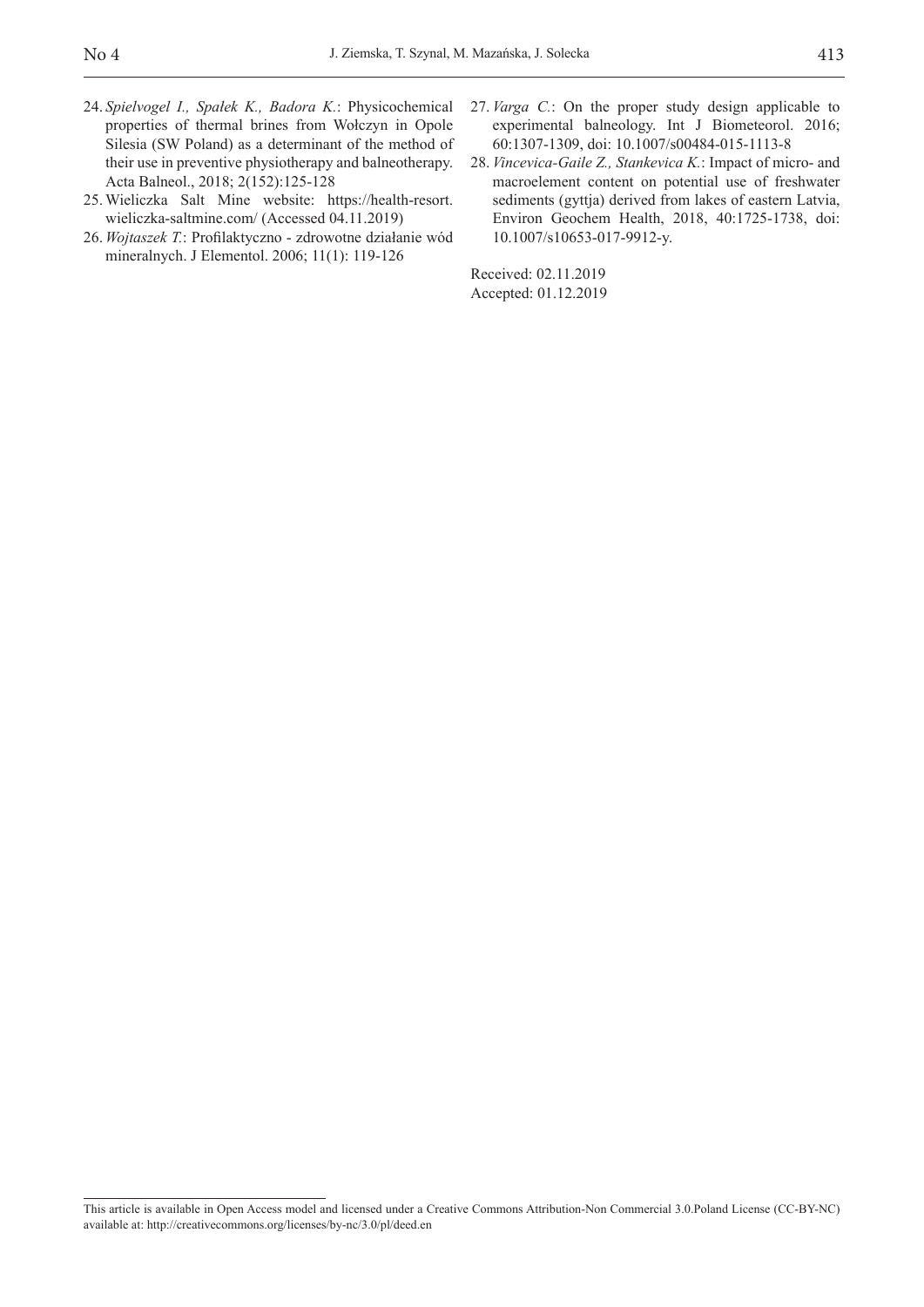24. *Spielvogel I., Spałek K., Badora K.*: Physicochemical properties of thermal brines from Wołczyn in Opole Silesia (SW Poland) as a determinant of the method of their use in preventive physiotherapy and balneotherapy. Acta Balneol., 2018; 2(152):125-128
25. Wieliczka Salt Mine website: https://health-resort.wieliczka-saltmine.com/ (Accessed 04.11.2019)
26. *Wojtaszek T.*: Profilaktyczno - zdrowotne działanie wód mineralnych. J Elementol. 2006; 11(1): 119-126
27. *Varga C.*: On the proper study design applicable to experimental balneology. Int J Biometeorol. 2016; 60:1307-1309, doi: 10.1007/s00484-015-1113-8
28. *Vincevica-Gaile Z., Stankevica K.*: Impact of micro- and macroelement content on potential use of freshwater sediments (gyttja) derived from lakes of eastern Latvia, Environ Geochem Health, 2018, 40:1725-1738, doi: 10.1007/s10653-017-9912-y.

Received: 02.11.2019
Accepted: 01.12.2019

This article is available in Open Access model and licensed under a Creative Commons Attribution-Non Commercial 3.0.Poland License (CC-BY-NC) available at: http://creativecommons.org/licenses/by-nc/3.0/pl/deed.en